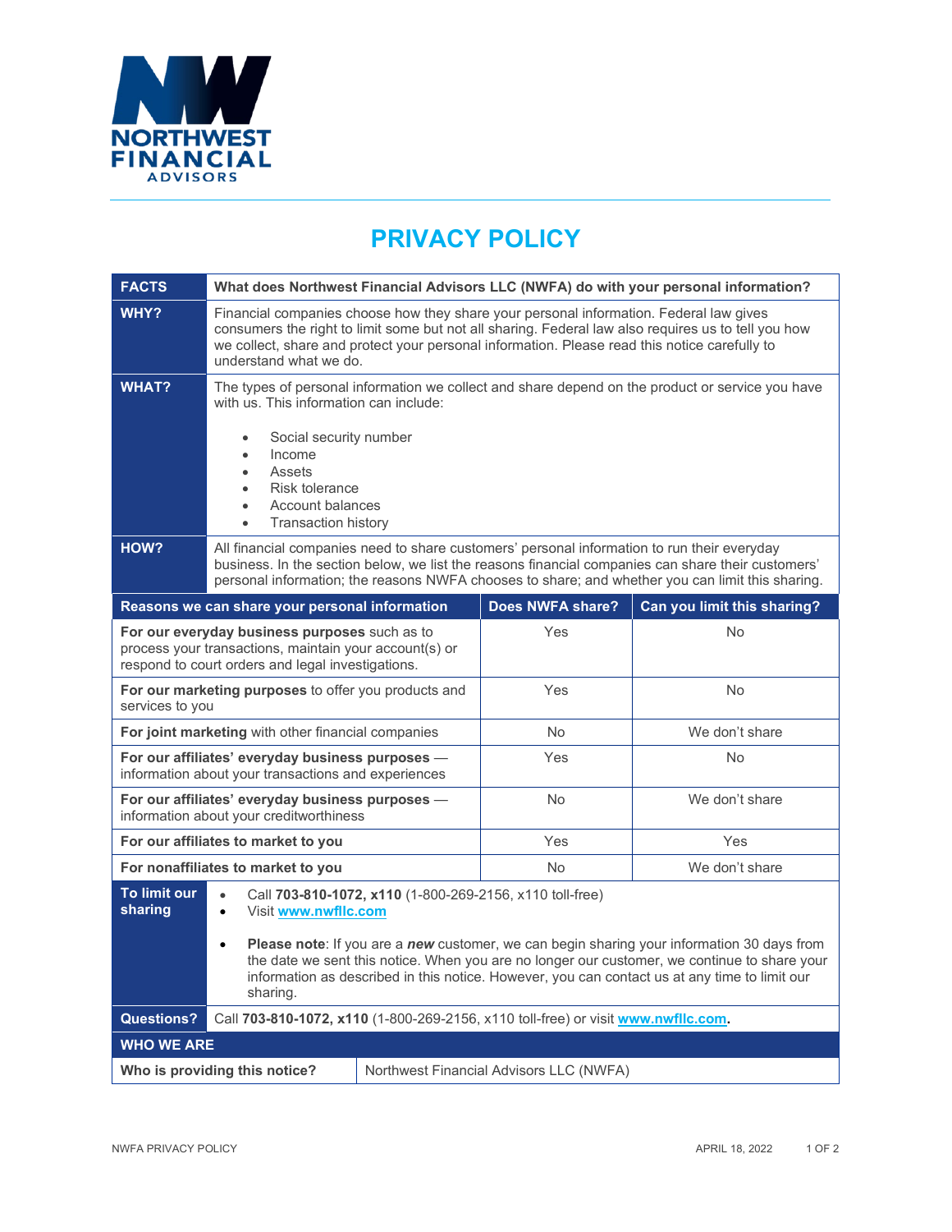NORTHWEST FINANCIAL ADVISORS

# PRIVACY POLICY

| FACTS | What does Northwest Financial Advisors LLC (NWFA) do with your personal information? |
|---|---|
| **WHY?** | Financial companies choose how they share your personal information. Federal law gives consumers the right to limit some but not all sharing. Federal law also requires us to tell you how we collect, share and protect your personal information. Please read this notice carefully to understand what we do. |
| **WHAT?** | The types of personal information we collect and share depend on the product or service you have with us. This information can include:<br><br>• Social security number<br>• Income<br>• Assets<br>• Risk tolerance<br>• Account balances<br>• Transaction history |
| **HOW?** | All financial companies need to share customers' personal information to run their everyday business. In the section below, we list the reasons financial companies can share their customers' personal information; the reasons NWFA chooses to share; and whether you can limit this sharing. |

| Reasons we can share your personal information | Does NWFA share? | Can you limit this sharing? |
|---|---|---|
| **For our everyday business purposes** such as to process your transactions, maintain your account(s) or respond to court orders and legal investigations. | Yes | No |
| **For our marketing purposes** to offer you products and services to you | Yes | No |
| **For joint marketing** with other financial companies | No | We don't share |
| **For our affiliates' everyday business purposes** — information about your transactions and experiences | Yes | No |
| **For our affiliates' everyday business purposes** — information about your creditworthiness | No | We don't share |
| **For our affiliates to market to you** | Yes | Yes |
| **For nonaffiliates to market to you** | No | We don't share |

| To limit our sharing | • Call **703-810-1072, x110** (1-800-269-2156, x110 toll-free)<br>• Visit **www.nwfllc.com**<br><br>• **Please note**: If you are a ***new*** customer, we can begin sharing your information 30 days from the date we sent this notice. When you are no longer our customer, we continue to share your information as described in this notice. However, you can contact us at any time to limit our sharing. |
|---|---|
| **Questions?** | Call **703-810-1072, x110** (1-800-269-2156, x110 toll-free) or visit **www.nwfllc.com**. |

| WHO WE ARE | |
|---|---|
| **Who is providing this notice?** | Northwest Financial Advisors LLC (NWFA) |

NWFA PRIVACY POLICY — APRIL 18, 2022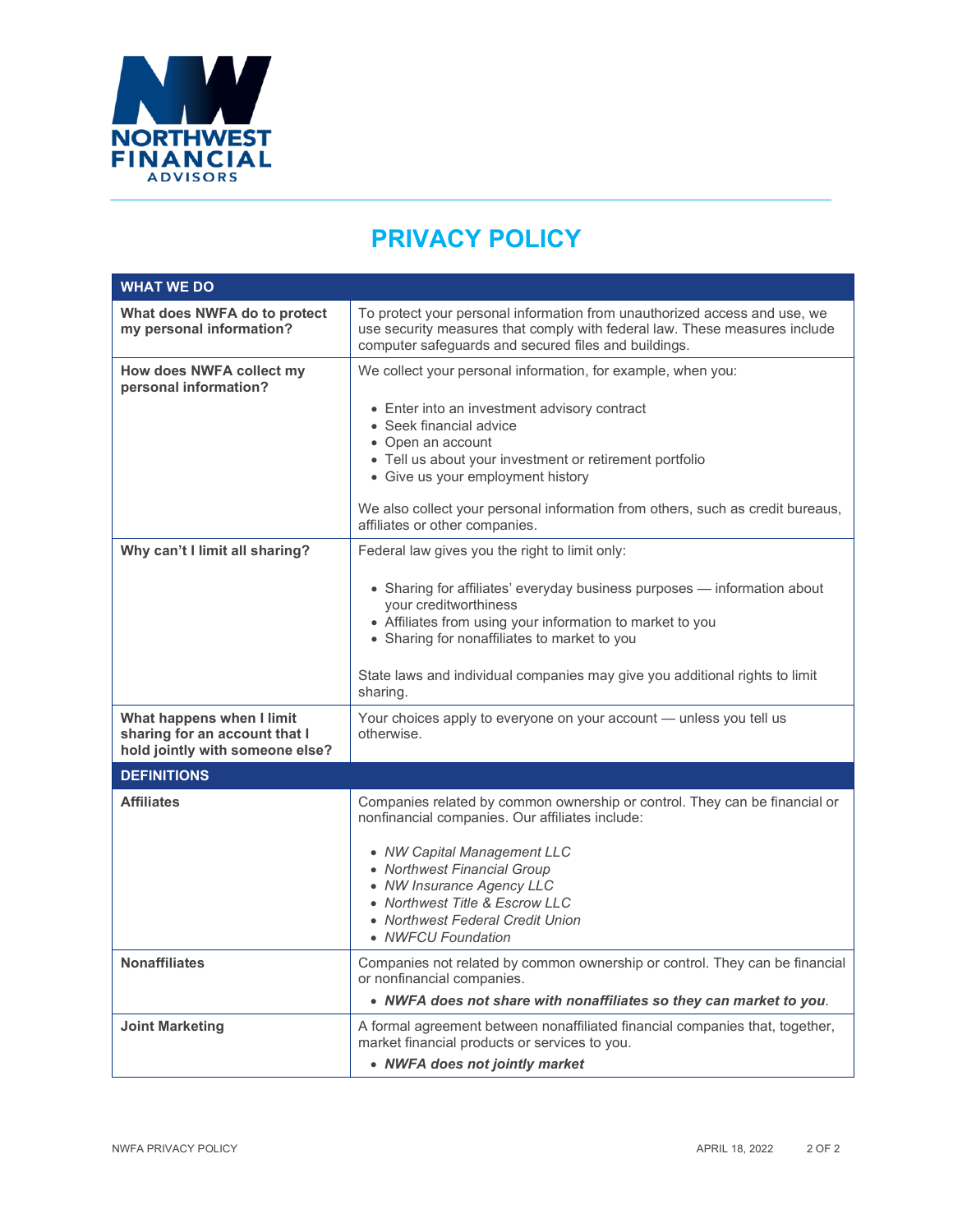# PRIVACY POLICY

| WHAT WE DO | |
|---|---|
| **What does NWFA do to protect my personal information?** | To protect your personal information from unauthorized access and use, we use security measures that comply with federal law. These measures include computer safeguards and secured files and buildings. |
| **How does NWFA collect my personal information?** | We collect your personal information, for example, when you:<br>• Enter into an investment advisory contract<br>• Seek financial advice<br>• Open an account<br>• Tell us about your investment or retirement portfolio<br>• Give us your employment history<br><br>We also collect your personal information from others, such as credit bureaus, affiliates or other companies. |
| **Why can't I limit all sharing?** | Federal law gives you the right to limit only:<br>• Sharing for affiliates' everyday business purposes — information about your creditworthiness<br>• Affiliates from using your information to market to you<br>• Sharing for nonaffiliates to market to you<br><br>State laws and individual companies may give you additional rights to limit sharing. |
| **What happens when I limit sharing for an account that I hold jointly with someone else?** | Your choices apply to everyone on your account — unless you tell us otherwise. |
| **DEFINITIONS** | |
| **Affiliates** | Companies related by common ownership or control. They can be financial or nonfinancial companies. Our affiliates include:<br>• *NW Capital Management LLC*<br>• *Northwest Financial Group*<br>• *NW Insurance Agency LLC*<br>• *Northwest Title & Escrow LLC*<br>• *Northwest Federal Credit Union*<br>• *NWFCU Foundation* |
| **Nonaffiliates** | Companies not related by common ownership or control. They can be financial or nonfinancial companies.<br>• ***NWFA does not share with nonaffiliates so they can market to you*.** |
| **Joint Marketing** | A formal agreement between nonaffiliated financial companies that, together, market financial products or services to you.<br>• ***NWFA does not jointly market*** |